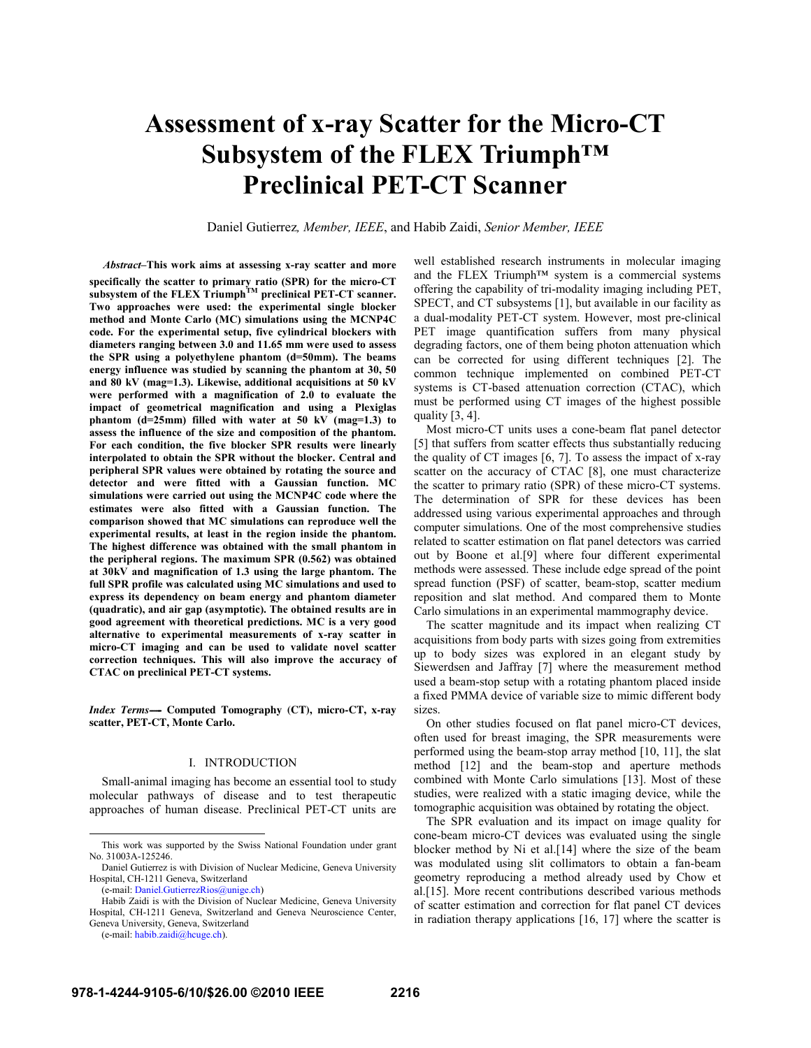# Assessment of x-ray Scatter for the Micro-CT Subsystem of the FLEX Triumph™ Preclinical PET-CT Scanner

Daniel Gutierrez, *Member, IEEE*, and Habib Zaidi, *Senior Member, IEEE*

***Abstract*–This work aims at assessing x-ray scatter and more specifically the scatter to primary ratio (SPR) for the micro-CT subsystem of the FLEX Triumph™ preclinical PET-CT scanner. Two approaches were used: the experimental single blocker method and Monte Carlo (MC) simulations using the MCNP4C code. For the experimental setup, five cylindrical blockers with diameters ranging between 3.0 and 11.65 mm were used to assess the SPR using a polyethylene phantom (d=50mm). The beams energy influence was studied by scanning the phantom at 30, 50 and 80 kV (mag=1.3). Likewise, additional acquisitions at 50 kV were performed with a magnification of 2.0 to evaluate the impact of geometrical magnification and using a Plexiglas phantom (d=25mm) filled with water at 50 kV (mag=1.3) to assess the influence of the size and composition of the phantom. For each condition, the five blocker SPR results were linearly interpolated to obtain the SPR without the blocker. Central and peripheral SPR values were obtained by rotating the source and detector and were fitted with a Gaussian function. MC simulations were carried out using the MCNP4C code where the estimates were also fitted with a Gaussian function. The comparison showed that MC simulations can reproduce well the experimental results, at least in the region inside the phantom. The highest difference was obtained with the small phantom in the peripheral regions. The maximum SPR (0.562) was obtained at 30kV and magnification of 1.3 using the large phantom. The full SPR profile was calculated using MC simulations and used to express its dependency on beam energy and phantom diameter (quadratic), and air gap (asymptotic). The obtained results are in good agreement with theoretical predictions. MC is a very good alternative to experimental measurements of x-ray scatter in micro-CT imaging and can be used to validate novel scatter correction techniques. This will also improve the accuracy of CTAC on preclinical PET-CT systems.**

***Index Terms*— Computed Tomography (CT), micro-CT, x-ray scatter, PET-CT, Monte Carlo.**

## I. INTRODUCTION

Small-animal imaging has become an essential tool to study molecular pathways of disease and to test therapeutic approaches of human disease. Preclinical PET-CT units are well established research instruments in molecular imaging and the FLEX Triumph™ system is a commercial systems offering the capability of tri-modality imaging including PET, SPECT, and CT subsystems [1], but available in our facility as a dual-modality PET-CT system. However, most pre-clinical PET image quantification suffers from many physical degrading factors, one of them being photon attenuation which can be corrected for using different techniques [2]. The common technique implemented on combined PET-CT systems is CT-based attenuation correction (CTAC), which must be performed using CT images of the highest possible quality [3, 4].

Most micro-CT units uses a cone-beam flat panel detector [5] that suffers from scatter effects thus substantially reducing the quality of CT images [6, 7]. To assess the impact of x-ray scatter on the accuracy of CTAC [8], one must characterize the scatter to primary ratio (SPR) of these micro-CT systems. The determination of SPR for these devices has been addressed using various experimental approaches and through computer simulations. One of the most comprehensive studies related to scatter estimation on flat panel detectors was carried out by Boone et al.[9] where four different experimental methods were assessed. These include edge spread of the point spread function (PSF) of scatter, beam-stop, scatter medium reposition and slat method. And compared them to Monte Carlo simulations in an experimental mammography device.

The scatter magnitude and its impact when realizing CT acquisitions from body parts with sizes going from extremities up to body sizes was explored in an elegant study by Siewerdsen and Jaffray [7] where the measurement method used a beam-stop setup with a rotating phantom placed inside a fixed PMMA device of variable size to mimic different body sizes.

On other studies focused on flat panel micro-CT devices, often used for breast imaging, the SPR measurements were performed using the beam-stop array method [10, 11], the slat method [12] and the beam-stop and aperture methods combined with Monte Carlo simulations [13]. Most of these studies, were realized with a static imaging device, while the tomographic acquisition was obtained by rotating the object.

The SPR evaluation and its impact on image quality for cone-beam micro-CT devices was evaluated using the single blocker method by Ni et al.[14] where the size of the beam was modulated using slit collimators to obtain a fan-beam geometry reproducing a method already used by Chow et al.[15]. More recent contributions described various methods of scatter estimation and correction for flat panel CT devices in radiation therapy applications [16, 17] where the scatter is

---

This work was supported by the Swiss National Foundation under grant No. 31003A-125246.

Daniel Gutierrez is with Division of Nuclear Medicine, Geneva University Hospital, CH-1211 Geneva, Switzerland (e-mail: Daniel.GutierrezRios@unige.ch)

Habib Zaidi is with the Division of Nuclear Medicine, Geneva University Hospital, CH-1211 Geneva, Switzerland and Geneva Neuroscience Center, Geneva University, Geneva, Switzerland (e-mail: habib.zaidi@hcuge.ch).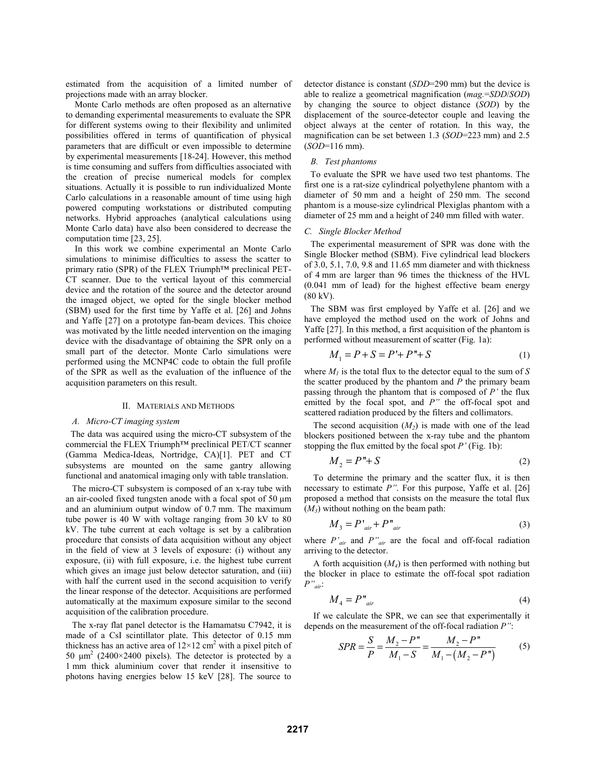estimated from the acquisition of a limited number of projections made with an array blocker.

Monte Carlo methods are often proposed as an alternative to demanding experimental measurements to evaluate the SPR for different systems owing to their flexibility and unlimited possibilities offered in terms of quantification of physical parameters that are difficult or even impossible to determine by experimental measurements [18-24]. However, this method is time consuming and suffers from difficulties associated with the creation of precise numerical models for complex situations. Actually it is possible to run individualized Monte Carlo calculations in a reasonable amount of time using high powered computing workstations or distributed computing networks. Hybrid approaches (analytical calculations using Monte Carlo data) have also been considered to decrease the computation time [23, 25].

In this work we combine experimental an Monte Carlo simulations to minimise difficulties to assess the scatter to primary ratio (SPR) of the FLEX Triumph™ preclinical PET-CT scanner. Due to the vertical layout of this commercial device and the rotation of the source and the detector around the imaged object, we opted for the single blocker method (SBM) used for the first time by Yaffe et al. [26] and Johns and Yaffe [27] on a prototype fan-beam devices. This choice was motivated by the little needed intervention on the imaging device with the disadvantage of obtaining the SPR only on a small part of the detector. Monte Carlo simulations were performed using the MCNP4C code to obtain the full profile of the SPR as well as the evaluation of the influence of the acquisition parameters on this result.

## II. Materials and Methods

### A. Micro-CT imaging system

The data was acquired using the micro-CT subsystem of the commercial the FLEX Triumph™ preclinical PET/CT scanner (Gamma Medica-Ideas, Nortridge, CA)[1]. PET and CT subsystems are mounted on the same gantry allowing functional and anatomical imaging only with table translation.

The micro-CT subsystem is composed of an x-ray tube with an air-cooled fixed tungsten anode with a focal spot of 50 µm and an aluminium output window of 0.7 mm. The maximum tube power is 40 W with voltage ranging from 30 kV to 80 kV. The tube current at each voltage is set by a calibration procedure that consists of data acquisition without any object in the field of view at 3 levels of exposure: (i) without any exposure, (ii) with full exposure, i.e. the highest tube current which gives an image just below detector saturation, and (iii) with half the current used in the second acquisition to verify the linear response of the detector. Acquisitions are performed automatically at the maximum exposure similar to the second acquisition of the calibration procedure.

The x-ray flat panel detector is the Hamamatsu C7942, it is made of a CsI scintillator plate. This detector of 0.15 mm thickness has an active area of 12×12 cm$^2$ with a pixel pitch of 50 µm$^2$ (2400×2400 pixels). The detector is protected by a 1 mm thick aluminium cover that render it insensitive to photons having energies below 15 keV [28]. The source to detector distance is constant (*SDD*=290 mm) but the device is able to realize a geometrical magnification (*mag.*=*SDD*/*SOD*) by changing the source to object distance (*SOD*) by the displacement of the source-detector couple and leaving the object always at the center of rotation. In this way, the magnification can be set between 1.3 (*SOD*=223 mm) and 2.5 (*SOD*=116 mm).

### B. Test phantoms

To evaluate the SPR we have used two test phantoms. The first one is a rat-size cylindrical polyethylene phantom with a diameter of 50 mm and a height of 250 mm. The second phantom is a mouse-size cylindrical Plexiglas phantom with a diameter of 25 mm and a height of 240 mm filled with water.

### C. Single Blocker Method

The experimental measurement of SPR was done with the Single Blocker method (SBM). Five cylindrical lead blockers of 3.0, 5.1, 7.0, 9.8 and 11.65 mm diameter and with thickness of 4 mm are larger than 96 times the thickness of the HVL (0.041 mm of lead) for the highest effective beam energy (80 kV).

The SBM was first employed by Yaffe et al. [26] and we have employed the method used on the work of Johns and Yaffe [27]. In this method, a first acquisition of the phantom is performed without measurement of scatter (Fig. 1a):

$$M_1 = P + S = P' + P'' + S \tag{1}$$

where $M_1$ is the total flux to the detector equal to the sum of $S$ the scatter produced by the phantom and $P$ the primary beam passing through the phantom that is composed of $P'$ the flux emitted by the focal spot, and $P''$ the off-focal spot and scattered radiation produced by the filters and collimators.

The second acquisition ($M_2$) is made with one of the lead blockers positioned between the x-ray tube and the phantom stopping the flux emitted by the focal spot $P'$ (Fig. 1b):

$$M_2 = P'' + S \tag{2}$$

To determine the primary and the scatter flux, it is then necessary to estimate $P''$. For this purpose, Yaffe et al. [26] proposed a method that consists on the measure the total flux ($M_3$) without nothing on the beam path:

$$M_3 = P'_{air} + P''_{air} \tag{3}$$

where $P'_{air}$ and $P''_{air}$ are the focal and off-focal radiation arriving to the detector.

A forth acquisition ($M_4$) is then performed with nothing but the blocker in place to estimate the off-focal spot radiation $P''_{air}$:

$$M_4 = P''_{air} \tag{4}$$

If we calculate the SPR, we can see that experimentally it depends on the measurement of the off-focal radiation $P''$:

$$SPR = \frac{S}{P} = \frac{M_2 - P''}{M_1 - S} = \frac{M_2 - P''}{M_1 - \left(M_2 - P''\right)} \tag{5}$$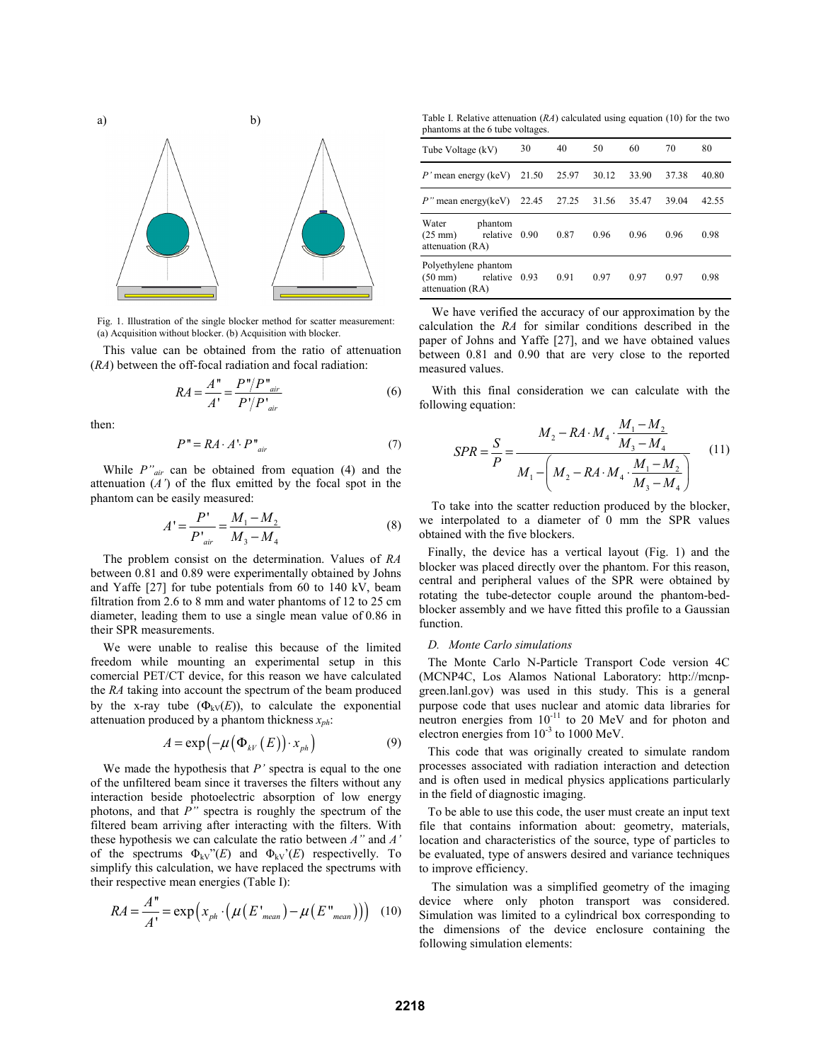Fig. 1. Illustration of the single blocker method for scatter measurement: (a) Acquisition without blocker. (b) Acquisition with blocker.

This value can be obtained from the ratio of attenuation (*RA*) between the off-focal radiation and focal radiation:

$$RA = \frac{A''}{A'} = \frac{P''/P''_{air}}{P'/P'_{air}} \tag{6}$$

then:

$$P'' = RA \cdot A' \cdot P''_{air} \tag{7}$$

While $P''_{air}$ can be obtained from equation (4) and the attenuation ($A'$) of the flux emitted by the focal spot in the phantom can be easily measured:

$$A' = \frac{P'}{P'_{air}} = \frac{M_1 - M_2}{M_3 - M_4} \tag{8}$$

The problem consist on the determination. Values of *RA* between 0.81 and 0.89 were experimentally obtained by Johns and Yaffe [27] for tube potentials from 60 to 140 kV, beam filtration from 2.6 to 8 mm and water phantoms of 12 to 25 cm diameter, leading them to use a single mean value of 0.86 in their SPR measurements.

We were unable to realise this because of the limited freedom while mounting an experimental setup in this comercial PET/CT device, for this reason we have calculated the *RA* taking into account the spectrum of the beam produced by the x-ray tube ($\Phi_{kV}(E)$), to calculate the exponential attenuation produced by a phantom thickness $x_{ph}$:

$$A = \exp\left(-\mu\left(\Phi_{kV}(E)\right) \cdot x_{ph}\right) \tag{9}$$

We made the hypothesis that $P'$ spectra is equal to the one of the unfiltered beam since it traverses the filters without any interaction beside photoelectric absorption of low energy photons, and that $P''$ spectra is roughly the spectrum of the filtered beam arriving after interacting with the filters. With these hypothesis we can calculate the ratio between $A''$ and $A'$ of the spectrums $\Phi_{kV}''(E)$ and $\Phi_{kV}'(E)$ respectivelly. To simplify this calculation, we have replaced the spectrums with their respective mean energies (Table I):

$$RA = \frac{A''}{A'} = \exp\left(x_{ph} \cdot \left(\mu\left(E'_{mean}\right) - \mu\left(E''_{mean}\right)\right)\right) \tag{10}$$

Table I. Relative attenuation (*RA*) calculated using equation (10) for the two phantoms at the 6 tube voltages.

| Tube Voltage (kV) | 30 | 40 | 50 | 60 | 70 | 80 |
|---|---|---|---|---|---|---|
| $P'$ mean energy (keV) | 21.50 | 25.97 | 30.12 | 33.90 | 37.38 | 40.80 |
| $P''$ mean energy(keV) | 22.45 | 27.25 | 31.56 | 35.47 | 39.04 | 42.55 |
| Water phantom (25 mm) relative attenuation (RA) | 0.90 | 0.87 | 0.96 | 0.96 | 0.96 | 0.98 |
| Polyethylene phantom (50 mm) relative attenuation (RA) | 0.93 | 0.91 | 0.97 | 0.97 | 0.97 | 0.98 |

We have verified the accuracy of our approximation by the calculation the *RA* for similar conditions described in the paper of Johns and Yaffe [27], and we have obtained values between 0.81 and 0.90 that are very close to the reported measured values.

With this final consideration we can calculate with the following equation:

$$SPR = \frac{S}{P} = \frac{M_2 - RA \cdot M_4 \cdot \dfrac{M_1 - M_2}{M_3 - M_4}}{M_1 - \left(M_2 - RA \cdot M_4 \cdot \dfrac{M_1 - M_2}{M_3 - M_4}\right)} \tag{11}$$

To take into the scatter reduction produced by the blocker, we interpolated to a diameter of 0 mm the SPR values obtained with the five blockers.

Finally, the device has a vertical layout (Fig. 1) and the blocker was placed directly over the phantom. For this reason, central and peripheral values of the SPR were obtained by rotating the tube-detector couple around the phantom-bed-blocker assembly and we have fitted this profile to a Gaussian function.

### *D. Monte Carlo simulations*

The Monte Carlo N-Particle Transport Code version 4C (MCNP4C, Los Alamos National Laboratory: http://mcnp-green.lanl.gov) was used in this study. This is a general purpose code that uses nuclear and atomic data libraries for neutron energies from $10^{-11}$ to 20 MeV and for photon and electron energies from $10^{-3}$ to 1000 MeV.

This code that was originally created to simulate random processes associated with radiation interaction and detection and is often used in medical physics applications particularly in the field of diagnostic imaging.

To be able to use this code, the user must create an input text file that contains information about: geometry, materials, location and characteristics of the source, type of particles to be evaluated, type of answers desired and variance techniques to improve efficiency.

The simulation was a simplified geometry of the imaging device where only photon transport was considered. Simulation was limited to a cylindrical box corresponding to the dimensions of the device enclosure containing the following simulation elements: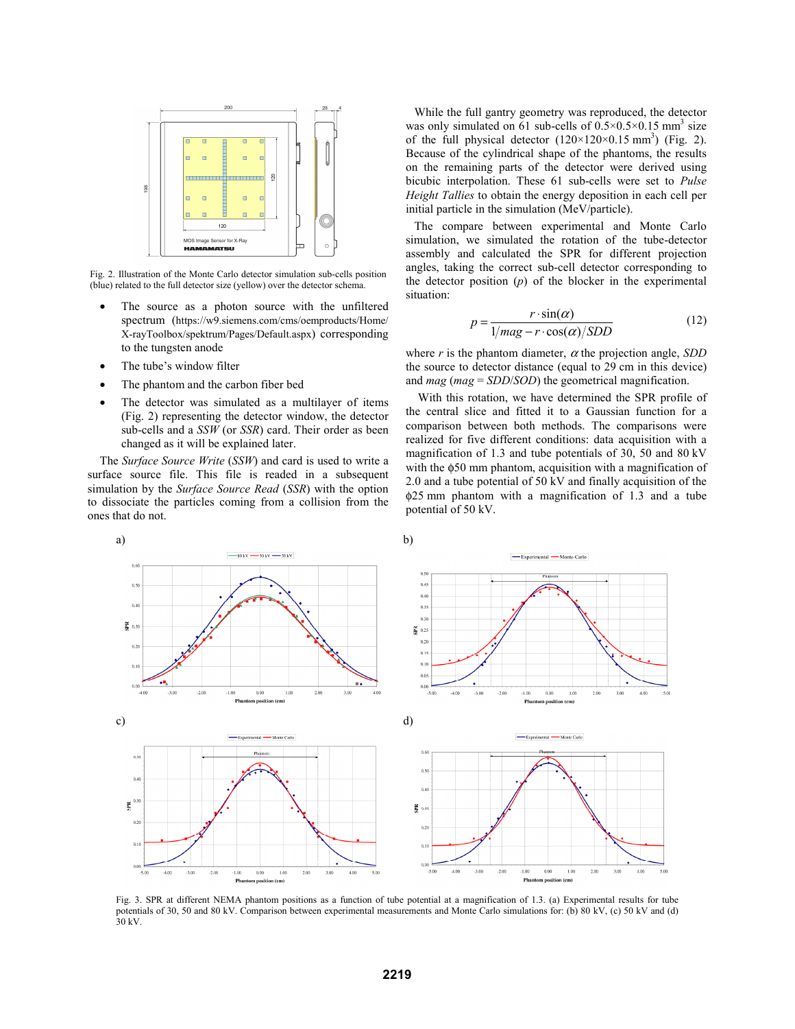Fig. 2. Illustration of the Monte Carlo detector simulation sub-cells position (blue) related to the full detector size (yellow) over the detector schema.

- The source as a photon source with the unfiltered spectrum (https://w9.siemens.com/cms/oemproducts/Home/X-rayToolbox/spektrum/Pages/Default.aspx) corresponding to the tungsten anode
- The tube's window filter
- The phantom and the carbon fiber bed
- The detector was simulated as a multilayer of items (Fig. 2) representing the detector window, the detector sub-cells and a *SSW* (or *SSR*) card. Their order as been changed as it will be explained later.

The *Surface Source Write* (*SSW*) and card is used to write a surface source file. This file is readed in a subsequent simulation by the *Surface Source Read* (*SSR*) with the option to dissociate the particles coming from a collision from the ones that do not.

While the full gantry geometry was reproduced, the detector was only simulated on 61 sub-cells of $0.5{\times}0.5{\times}0.15$ mm$^3$ size of the full physical detector ($120{\times}120{\times}0.15$ mm$^3$) (Fig. 2). Because of the cylindrical shape of the phantoms, the results on the remaining parts of the detector were derived using bicubic interpolation. These 61 sub-cells were set to *Pulse Height Tallies* to obtain the energy deposition in each cell per initial particle in the simulation (MeV/particle).

The compare between experimental and Monte Carlo simulation, we simulated the rotation of the tube-detector assembly and calculated the SPR for different projection angles, taking the correct sub-cell detector corresponding to the detector position ($p$) of the blocker in the experimental situation:

$$p = \frac{r \cdot \sin(\alpha)}{1/mag - r \cdot \cos(\alpha)/SDD} \tag{12}$$

where $r$ is the phantom diameter, $\alpha$ the projection angle, $SDD$ the source to detector distance (equal to 29 cm in this device) and $mag$ ($mag = SDD/SOD$) the geometrical magnification.

With this rotation, we have determined the SPR profile of the central slice and fitted it to a Gaussian function for a comparison between both methods. The comparisons were realized for five different conditions: data acquisition with a magnification of 1.3 and tube potentials of 30, 50 and 80 kV with the ϕ50 mm phantom, acquisition with a magnification of 2.0 and a tube potential of 50 kV and finally acquisition of the ϕ25 mm phantom with a magnification of 1.3 and a tube potential of 50 kV.

Fig. 3. SPR at different NEMA phantom positions as a function of tube potential at a magnification of 1.3. (a) Experimental results for tube potentials of 30, 50 and 80 kV. Comparison between experimental measurements and Monte Carlo simulations for: (b) 80 kV, (c) 50 kV and (d) 30 kV.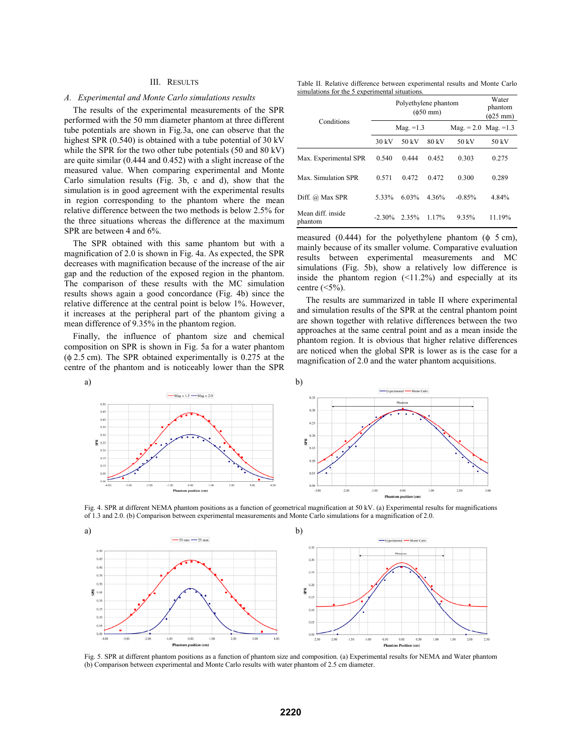## III. Results

### *A. Experimental and Monte Carlo simulations results*

The results of the experimental measurements of the SPR performed with the 50 mm diameter phantom at three different tube potentials are shown in Fig.3a, one can observe that the highest SPR (0.540) is obtained with a tube potential of 30 kV while the SPR for the two other tube potentials (50 and 80 kV) are quite similar (0.444 and 0.452) with a slight increase of the measured value. When comparing experimental and Monte Carlo simulation results (Fig. 3b, c and d), show that the simulation is in good agreement with the experimental results in region corresponding to the phantom where the mean relative difference between the two methods is below 2.5% for the three situations whereas the difference at the maximum SPR are between 4 and 6%.

The SPR obtained with this same phantom but with a magnification of 2.0 is shown in Fig. 4a. As expected, the SPR decreases with magnification because of the increase of the air gap and the reduction of the exposed region in the phantom. The comparison of these results with the MC simulation results shows again a good concordance (Fig. 4b) since the relative difference at the central point is below 1%. However, it increases at the peripheral part of the phantom giving a mean difference of 9.35% in the phantom region.

Finally, the influence of phantom size and chemical composition on SPR is shown in Fig. 5a for a water phantom (ϕ 2.5 cm). The SPR obtained experimentally is 0.275 at the centre of the phantom and is noticeably lower than the SPR measured (0.444) for the polyethylene phantom (ϕ 5 cm), mainly because of its smaller volume. Comparative evaluation results between experimental measurements and MC simulations (Fig. 5b), show a relatively low difference is inside the phantom region (<11.2%) and especially at its centre (<5%).

The results are summarized in table II where experimental and simulation results of the SPR at the central phantom point are shown together with relative differences between the two approaches at the same central point and as a mean inside the phantom region. It is obvious that higher relative differences are noticed when the global SPR is lower as is the case for a magnification of 2.0 and the water phantom acquisitions.

Table II. Relative difference between experimental results and Monte Carlo simulations for the 5 experimental situations.

| Conditions | Polyethylene phantom (ϕ50 mm) | | | | Water phantom (ϕ25 mm) |
|---|---|---|---|---|---|
| | Mag. =1.3 | | | Mag. = 2.0 | Mag. =1.3 |
| | 30 kV | 50 kV | 80 kV | 50 kV | 50 kV |
| Max. Experimental SPR | 0.540 | 0.444 | 0.452 | 0.303 | 0.275 |
| Max. Simulation SPR | 0.571 | 0.472 | 0.472 | 0.300 | 0.289 |
| Diff. @ Max SPR | 5.33% | 6.03% | 4.36% | -0.85% | 4.84% |
| Mean diff. inside phantom | -2.30% | 2.35% | 1.17% | 9.35% | 11.19% |

Fig. 4. SPR at different NEMA phantom positions as a function of geometrical magnification at 50 kV. (a) Experimental results for magnifications of 1.3 and 2.0. (b) Comparison between experimental measurements and Monte Carlo simulations for a magnification of 2.0.

Fig. 5. SPR at different phantom positions as a function of phantom size and composition. (a) Experimental results for NEMA and Water phantom (b) Comparison between experimental and Monte Carlo results with water phantom of 2.5 cm diameter.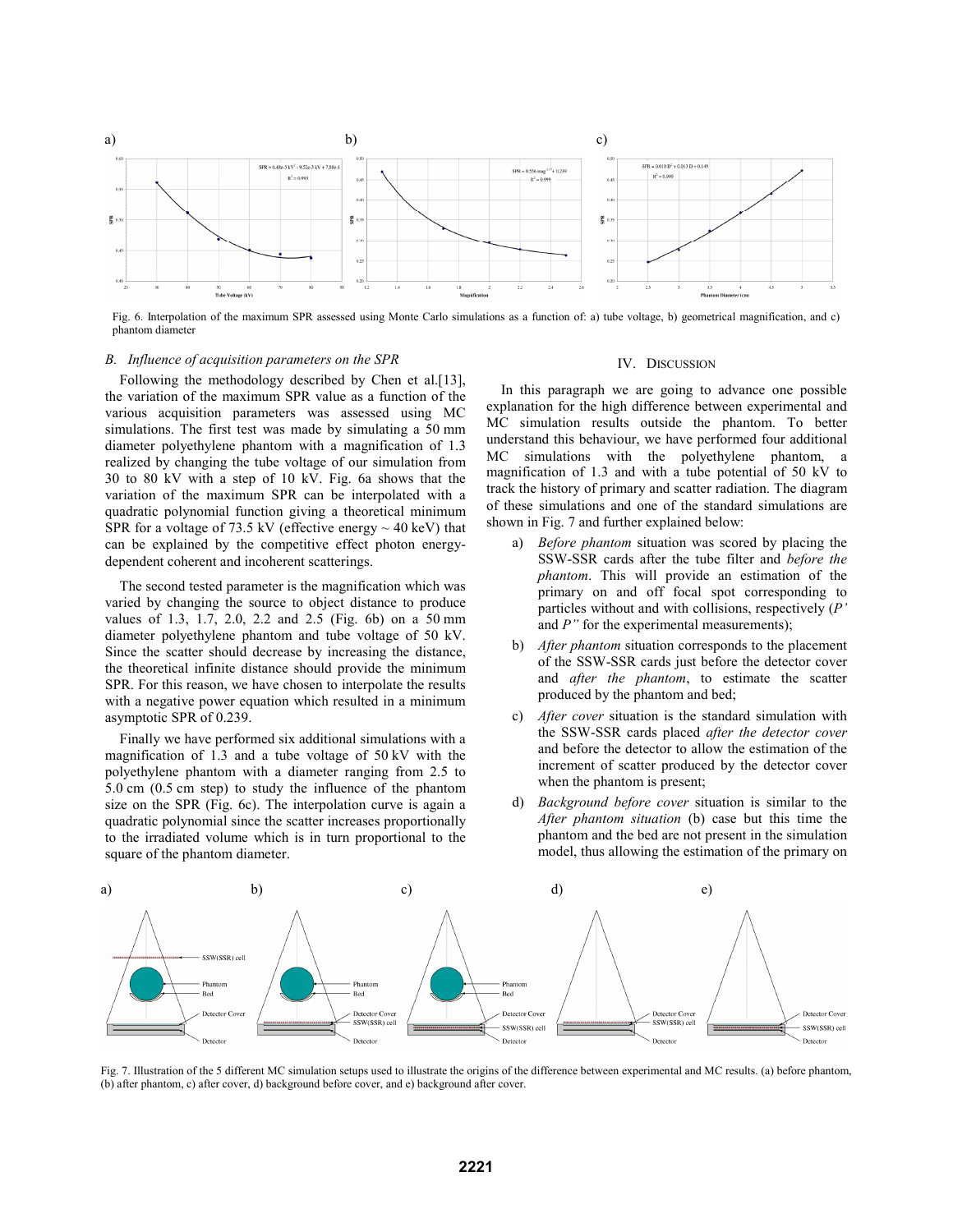Fig. 6. Interpolation of the maximum SPR assessed using Monte Carlo simulations as a function of: a) tube voltage, b) geometrical magnification, and c) phantom diameter

### B. Influence of acquisition parameters on the SPR

Following the methodology described by Chen et al.[13], the variation of the maximum SPR value as a function of the various acquisition parameters was assessed using MC simulations. The first test was made by simulating a 50 mm diameter polyethylene phantom with a magnification of 1.3 realized by changing the tube voltage of our simulation from 30 to 80 kV with a step of 10 kV. Fig. 6a shows that the variation of the maximum SPR can be interpolated with a quadratic polynomial function giving a theoretical minimum SPR for a voltage of 73.5 kV (effective energy ~ 40 keV) that can be explained by the competitive effect photon energy-dependent coherent and incoherent scatterings.

The second tested parameter is the magnification which was varied by changing the source to object distance to produce values of 1.3, 1.7, 2.0, 2.2 and 2.5 (Fig. 6b) on a 50 mm diameter polyethylene phantom and tube voltage of 50 kV. Since the scatter should decrease by increasing the distance, the theoretical infinite distance should provide the minimum SPR. For this reason, we have chosen to interpolate the results with a negative power equation which resulted in a minimum asymptotic SPR of 0.239.

Finally we have performed six additional simulations with a magnification of 1.3 and a tube voltage of 50 kV with the polyethylene phantom with a diameter ranging from 2.5 to 5.0 cm (0.5 cm step) to study the influence of the phantom size on the SPR (Fig. 6c). The interpolation curve is again a quadratic polynomial since the scatter increases proportionally to the irradiated volume which is in turn proportional to the square of the phantom diameter.

## IV. Discussion

In this paragraph we are going to advance one possible explanation for the high difference between experimental and MC simulation results outside the phantom. To better understand this behaviour, we have performed four additional MC simulations with the polyethylene phantom, a magnification of 1.3 and with a tube potential of 50 kV to track the history of primary and scatter radiation. The diagram of these simulations and one of the standard simulations are shown in Fig. 7 and further explained below:

a) *Before phantom* situation was scored by placing the SSW-SSR cards after the tube filter and *before the phantom*. This will provide an estimation of the primary on and off focal spot corresponding to particles without and with collisions, respectively (*P'* and *P"* for the experimental measurements);

b) *After phantom* situation corresponds to the placement of the SSW-SSR cards just before the detector cover and *after the phantom*, to estimate the scatter produced by the phantom and bed;

c) *After cover* situation is the standard simulation with the SSW-SSR cards placed *after the detector cover* and before the detector to allow the estimation of the increment of scatter produced by the detector cover when the phantom is present;

d) *Background before cover* situation is similar to the *After phantom situation* (b) case but this time the phantom and the bed are not present in the simulation model, thus allowing the estimation of the primary on

Fig. 7. Illustration of the 5 different MC simulation setups used to illustrate the origins of the difference between experimental and MC results. (a) before phantom, (b) after phantom, c) after cover, d) background before cover, and e) background after cover.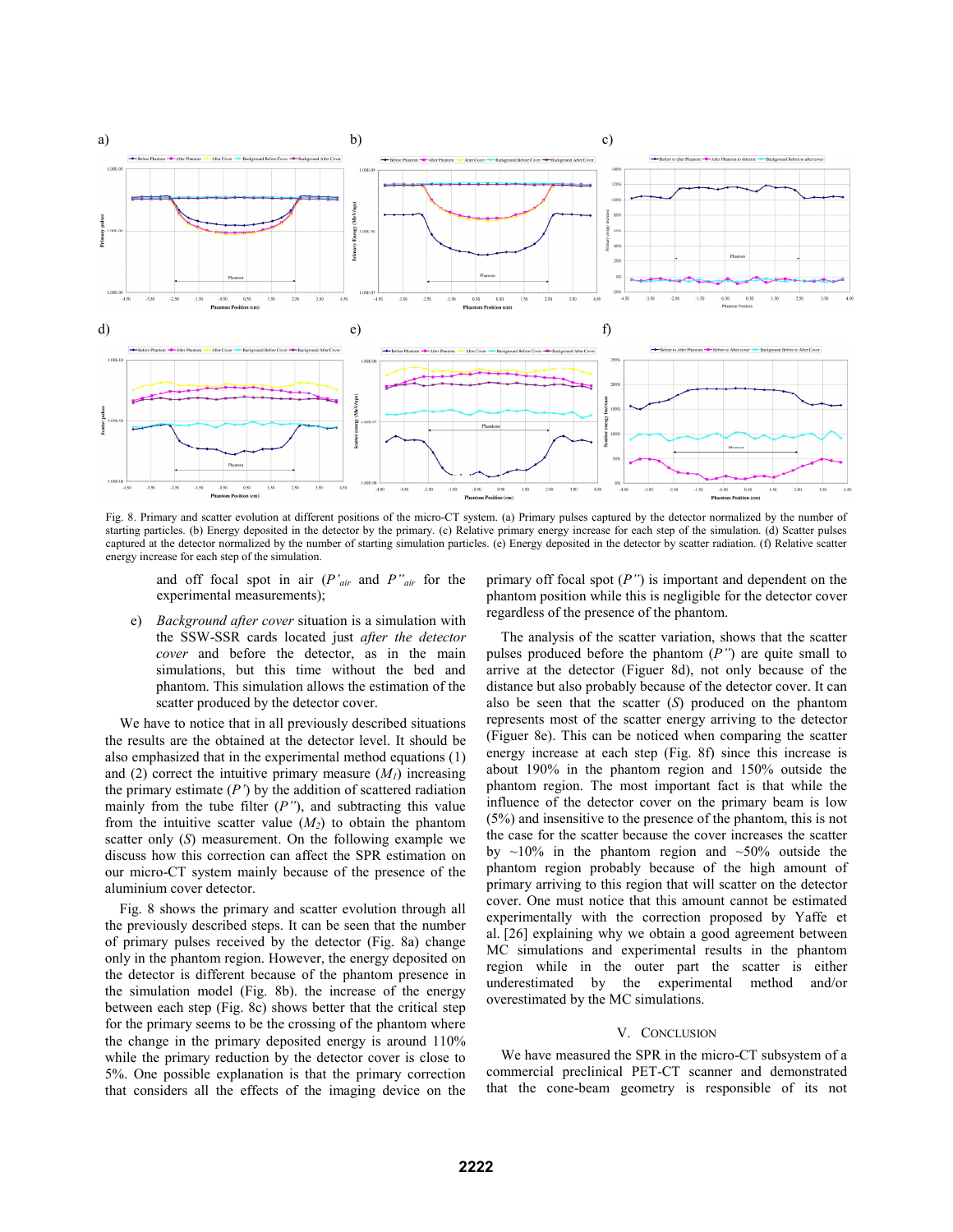Fig. 8. Primary and scatter evolution at different positions of the micro-CT system. (a) Primary pulses captured by the detector normalized by the number of starting particles. (b) Energy deposited in the detector by the primary. (c) Relative primary energy increase for each step of the simulation. (d) Scatter pulses captured at the detector normalized by the number of starting simulation particles. (e) Energy deposited in the detector by scatter radiation. (f) Relative scatter energy increase for each step of the simulation.

and off focal spot in air ($P'_{air}$ and $P''_{air}$ for the experimental measurements);

e) *Background after cover* situation is a simulation with the SSW-SSR cards located just *after the detector cover* and before the detector, as in the main simulations, but this time without the bed and phantom. This simulation allows the estimation of the scatter produced by the detector cover.

We have to notice that in all previously described situations the results are the obtained at the detector level. It should be also emphasized that in the experimental method equations (1) and (2) correct the intuitive primary measure ($M_1$) increasing the primary estimate ($P'$) by the addition of scattered radiation mainly from the tube filter ($P''$), and subtracting this value from the intuitive scatter value ($M_2$) to obtain the phantom scatter only ($S$) measurement. On the following example we discuss how this correction can affect the SPR estimation on our micro-CT system mainly because of the presence of the aluminium cover detector.

Fig. 8 shows the primary and scatter evolution through all the previously described steps. It can be seen that the number of primary pulses received by the detector (Fig. 8a) change only in the phantom region. However, the energy deposited on the detector is different because of the phantom presence in the simulation model (Fig. 8b). the increase of the energy between each step (Fig. 8c) shows better that the critical step for the primary seems to be the crossing of the phantom where the change in the primary deposited energy is around 110% while the primary reduction by the detector cover is close to 5%. One possible explanation is that the primary correction that considers all the effects of the imaging device on the primary off focal spot ($P''$) is important and dependent on the phantom position while this is negligible for the detector cover regardless of the presence of the phantom.

The analysis of the scatter variation, shows that the scatter pulses produced before the phantom ($P''$) are quite small to arrive at the detector (Figuer 8d), not only because of the distance but also probably because of the detector cover. It can also be seen that the scatter ($S$) produced on the phantom represents most of the scatter energy arriving to the detector (Figuer 8e). This can be noticed when comparing the scatter energy increase at each step (Fig. 8f) since this increase is about 190% in the phantom region and 150% outside the phantom region. The most important fact is that while the influence of the detector cover on the primary beam is low (5%) and insensitive to the presence of the phantom, this is not the case for the scatter because the cover increases the scatter by ~10% in the phantom region and ~50% outside the phantom region probably because of the high amount of primary arriving to this region that will scatter on the detector cover. One must notice that this amount cannot be estimated experimentally with the correction proposed by Yaffe et al. [26] explaining why we obtain a good agreement between MC simulations and experimental results in the phantom region while in the outer part the scatter is either underestimated by the experimental method and/or overestimated by the MC simulations.

## V. Conclusion

We have measured the SPR in the micro-CT subsystem of a commercial preclinical PET-CT scanner and demonstrated that the cone-beam geometry is responsible of its not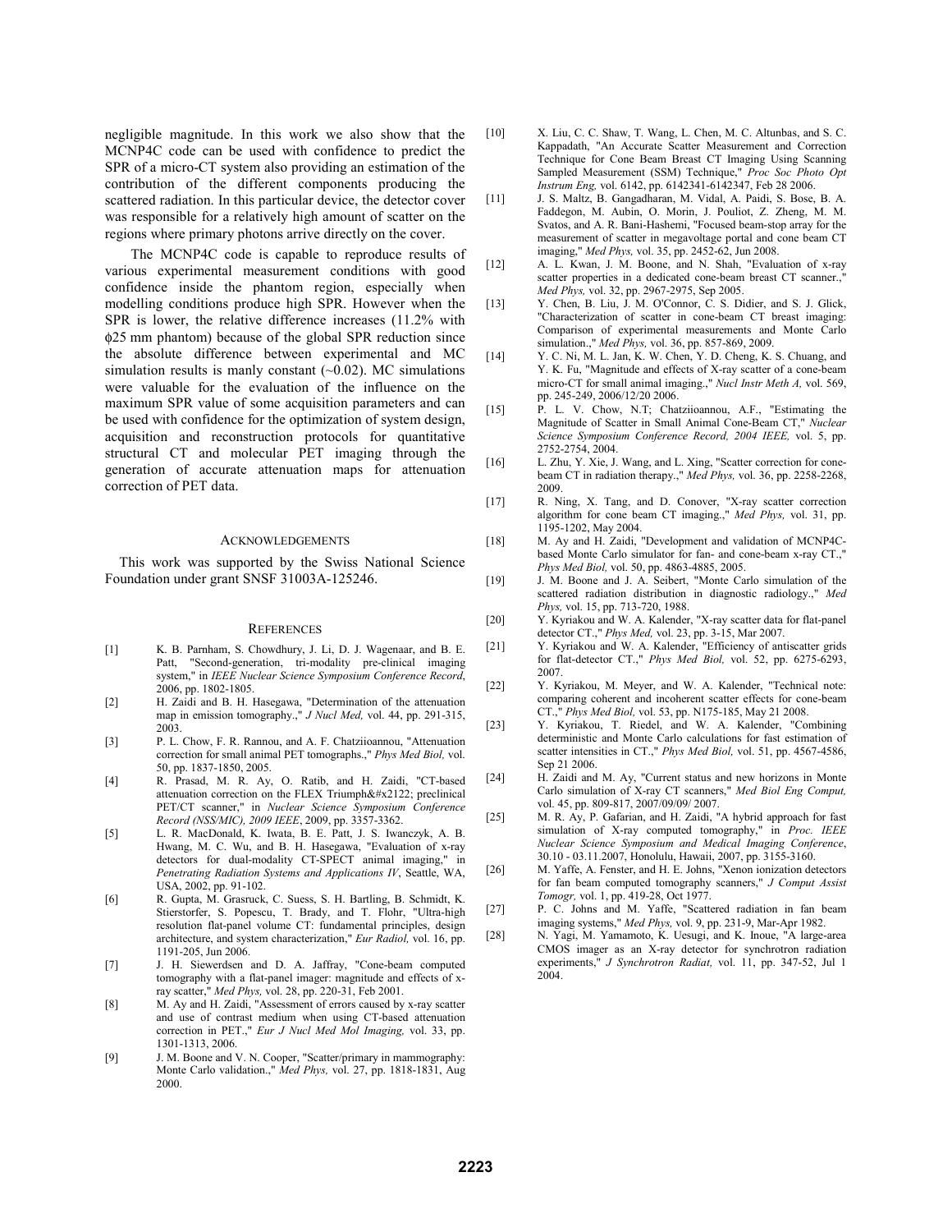negligible magnitude. In this work we also show that the MCNP4C code can be used with confidence to predict the SPR of a micro-CT system also providing an estimation of the contribution of the different components producing the scattered radiation. In this particular device, the detector cover was responsible for a relatively high amount of scatter on the regions where primary photons arrive directly on the cover.

The MCNP4C code is capable to reproduce results of various experimental measurement conditions with good confidence inside the phantom region, especially when modelling conditions produce high SPR. However when the SPR is lower, the relative difference increases (11.2% with ϕ25 mm phantom) because of the global SPR reduction since the absolute difference between experimental and MC simulation results is manly constant (~0.02). MC simulations were valuable for the evaluation of the influence on the maximum SPR value of some acquisition parameters and can be used with confidence for the optimization of system design, acquisition and reconstruction protocols for quantitative structural CT and molecular PET imaging through the generation of accurate attenuation maps for attenuation correction of PET data.

## Acknowledgements

This work was supported by the Swiss National Science Foundation under grant SNSF 31003A-125246.

## References

[1] K. B. Parnham, S. Chowdhury, J. Li, D. J. Wagenaar, and B. E. Patt, "Second-generation, tri-modality pre-clinical imaging system," in *IEEE Nuclear Science Symposium Conference Record*, 2006, pp. 1802-1805.

[2] H. Zaidi and B. H. Hasegawa, "Determination of the attenuation map in emission tomography.," *J Nucl Med,* vol. 44, pp. 291-315, 2003.

[3] P. L. Chow, F. R. Rannou, and A. F. Chatziioannou, "Attenuation correction for small animal PET tomographs.," *Phys Med Biol,* vol. 50, pp. 1837-1850, 2005.

[4] R. Prasad, M. R. Ay, O. Ratib, and H. Zaidi, "CT-based attenuation correction on the FLEX Triumph&#x2122; preclinical PET/CT scanner," in *Nuclear Science Symposium Conference Record (NSS/MIC), 2009 IEEE*, 2009, pp. 3357-3362.

[5] L. R. MacDonald, K. Iwata, B. E. Patt, J. S. Iwanczyk, A. B. Hwang, M. C. Wu, and B. H. Hasegawa, "Evaluation of x-ray detectors for dual-modality CT-SPECT animal imaging," in *Penetrating Radiation Systems and Applications IV*, Seattle, WA, USA, 2002, pp. 91-102.

[6] R. Gupta, M. Grasruck, C. Suess, S. H. Bartling, B. Schmidt, K. Stierstorfer, S. Popescu, T. Brady, and T. Flohr, "Ultra-high resolution flat-panel volume CT: fundamental principles, design architecture, and system characterization," *Eur Radiol,* vol. 16, pp. 1191-205, Jun 2006.

[7] J. H. Siewerdsen and D. A. Jaffray, "Cone-beam computed tomography with a flat-panel imager: magnitude and effects of x-ray scatter," *Med Phys,* vol. 28, pp. 220-31, Feb 2001.

[8] M. Ay and H. Zaidi, "Assessment of errors caused by x-ray scatter and use of contrast medium when using CT-based attenuation correction in PET.," *Eur J Nucl Med Mol Imaging,* vol. 33, pp. 1301-1313, 2006.

[9] J. M. Boone and V. N. Cooper, "Scatter/primary in mammography: Monte Carlo validation.," *Med Phys,* vol. 27, pp. 1818-1831, Aug 2000.

[10] X. Liu, C. C. Shaw, T. Wang, L. Chen, M. C. Altunbas, and S. C. Kappadath, "An Accurate Scatter Measurement and Correction Technique for Cone Beam Breast CT Imaging Using Scanning Sampled Measurement (SSM) Technique," *Proc Soc Photo Opt Instrum Eng,* vol. 6142, pp. 6142341-6142347, Feb 28 2006.

[11] J. S. Maltz, B. Gangadharan, M. Vidal, A. Paidi, S. Bose, B. A. Faddegon, M. Aubin, O. Morin, J. Pouliot, Z. Zheng, M. M. Svatos, and A. R. Bani-Hashemi, "Focused beam-stop array for the measurement of scatter in megavoltage portal and cone beam CT imaging," *Med Phys,* vol. 35, pp. 2452-62, Jun 2008.

[12] A. L. Kwan, J. M. Boone, and N. Shah, "Evaluation of x-ray scatter properties in a dedicated cone-beam breast CT scanner.," *Med Phys,* vol. 32, pp. 2967-2975, Sep 2005.

[13] Y. Chen, B. Liu, J. M. O'Connor, C. S. Didier, and S. J. Glick, "Characterization of scatter in cone-beam CT breast imaging: Comparison of experimental measurements and Monte Carlo simulation.," *Med Phys,* vol. 36, pp. 857-869, 2009.

[14] Y. C. Ni, M. L. Jan, K. W. Chen, Y. D. Cheng, K. S. Chuang, and Y. K. Fu, "Magnitude and effects of X-ray scatter of a cone-beam micro-CT for small animal imaging.," *Nucl Instr Meth A,* vol. 569, pp. 245-249, 2006/12/20 2006.

[15] P. L. V. Chow, N.T; Chatziioannou, A.F., "Estimating the Magnitude of Scatter in Small Animal Cone-Beam CT," *Nuclear Science Symposium Conference Record, 2004 IEEE,* vol. 5, pp. 2752-2754, 2004.

[16] L. Zhu, Y. Xie, J. Wang, and L. Xing, "Scatter correction for cone-beam CT in radiation therapy.," *Med Phys,* vol. 36, pp. 2258-2268, 2009.

[17] R. Ning, X. Tang, and D. Conover, "X-ray scatter correction algorithm for cone beam CT imaging.," *Med Phys,* vol. 31, pp. 1195-1202, May 2004.

[18] M. Ay and H. Zaidi, "Development and validation of MCNP4C-based Monte Carlo simulator for fan- and cone-beam x-ray CT.," *Phys Med Biol,* vol. 50, pp. 4863-4885, 2005.

[19] J. M. Boone and J. A. Seibert, "Monte Carlo simulation of the scattered radiation distribution in diagnostic radiology.," *Med Phys,* vol. 15, pp. 713-720, 1988.

[20] Y. Kyriakou and W. A. Kalender, "X-ray scatter data for flat-panel detector CT.," *Phys Med,* vol. 23, pp. 3-15, Mar 2007.

[21] Y. Kyriakou and W. A. Kalender, "Efficiency of antiscatter grids for flat-detector CT.," *Phys Med Biol,* vol. 52, pp. 6275-6293, 2007.

[22] Y. Kyriakou, M. Meyer, and W. A. Kalender, "Technical note: comparing coherent and incoherent scatter effects for cone-beam CT.," *Phys Med Biol,* vol. 53, pp. N175-185, May 21 2008.

[23] Y. Kyriakou, T. Riedel, and W. A. Kalender, "Combining deterministic and Monte Carlo calculations for fast estimation of scatter intensities in CT.," *Phys Med Biol,* vol. 51, pp. 4567-4586, Sep 21 2006.

[24] H. Zaidi and M. Ay, "Current status and new horizons in Monte Carlo simulation of X-ray CT scanners," *Med Biol Eng Comput,* vol. 45, pp. 809-817, 2007/09/09/ 2007.

[25] M. R. Ay, P. Gafarian, and H. Zaidi, "A hybrid approach for fast simulation of X-ray computed tomography," in *Proc. IEEE Nuclear Science Symposium and Medical Imaging Conference*, 30.10 - 03.11.2007, Honolulu, Hawaii, 2007, pp. 3155-3160.

[26] M. Yaffe, A. Fenster, and H. E. Johns, "Xenon ionization detectors for fan beam computed tomography scanners," *J Comput Assist Tomogr,* vol. 1, pp. 419-28, Oct 1977.

[27] P. C. Johns and M. Yaffe, "Scattered radiation in fan beam imaging systems," *Med Phys,* vol. 9, pp. 231-9, Mar-Apr 1982.

[28] N. Yagi, M. Yamamoto, K. Uesugi, and K. Inoue, "A large-area CMOS imager as an X-ray detector for synchrotron radiation experiments," *J Synchrotron Radiat,* vol. 11, pp. 347-52, Jul 1 2004.